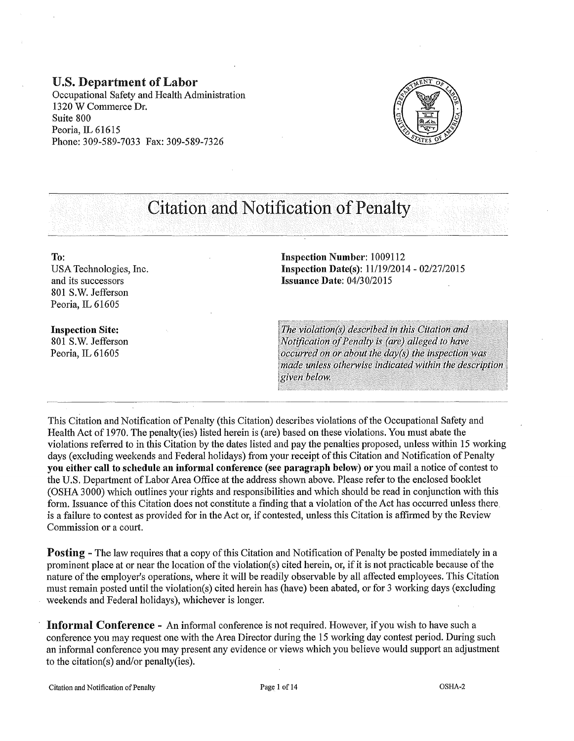**U.S. Department of Labor**
Occupational Safety and Health Administration
1320 W Commerce Dr.
Suite 800
Peoria, IL 61615
Phone: 309-589-7033 Fax: 309-589-7326

# Citation and Notification of Penalty

**To:**
USA Technologies, Inc.
and its successors
801 S.W. Jefferson
Peoria, IL 61605

**Inspection Site:**
801 S.W. Jefferson
Peoria, IL 61605

**Inspection Number:** 1009112
**Inspection Date(s):** 11/19/2014 - 02/27/2015
**Issuance Date:** 04/30/2015

*The violation(s) described in this Citation and Notification of Penalty is (are) alleged to have occurred on or about the day(s) the inspection was made unless otherwise indicated within the description given below.*

This Citation and Notification of Penalty (this Citation) describes violations of the Occupational Safety and Health Act of 1970. The penalty(ies) listed herein is (are) based on these violations. You must abate the violations referred to in this Citation by the dates listed and pay the penalties proposed, unless within 15 working days (excluding weekends and Federal holidays) from your receipt of this Citation and Notification of Penalty **you either call to schedule an informal conference (see paragraph below) or** you mail a notice of contest to the U.S. Department of Labor Area Office at the address shown above. Please refer to the enclosed booklet (OSHA 3000) which outlines your rights and responsibilities and which should be read in conjunction with this form. Issuance of this Citation does not constitute a finding that a violation of the Act has occurred unless there is a failure to contest as provided for in the Act or, if contested, unless this Citation is affirmed by the Review Commission or a court.

**Posting** - The law requires that a copy of this Citation and Notification of Penalty be posted immediately in a prominent place at or near the location of the violation(s) cited herein, or, if it is not practicable because of the nature of the employer's operations, where it will be readily observable by all affected employees. This Citation must remain posted until the violation(s) cited herein has (have) been abated, or for 3 working days (excluding weekends and Federal holidays), whichever is longer.

**Informal Conference** - An informal conference is not required. However, if you wish to have such a conference you may request one with the Area Director during the 15 working day contest period. During such an informal conference you may present any evidence or views which you believe would support an adjustment to the citation(s) and/or penalty(ies).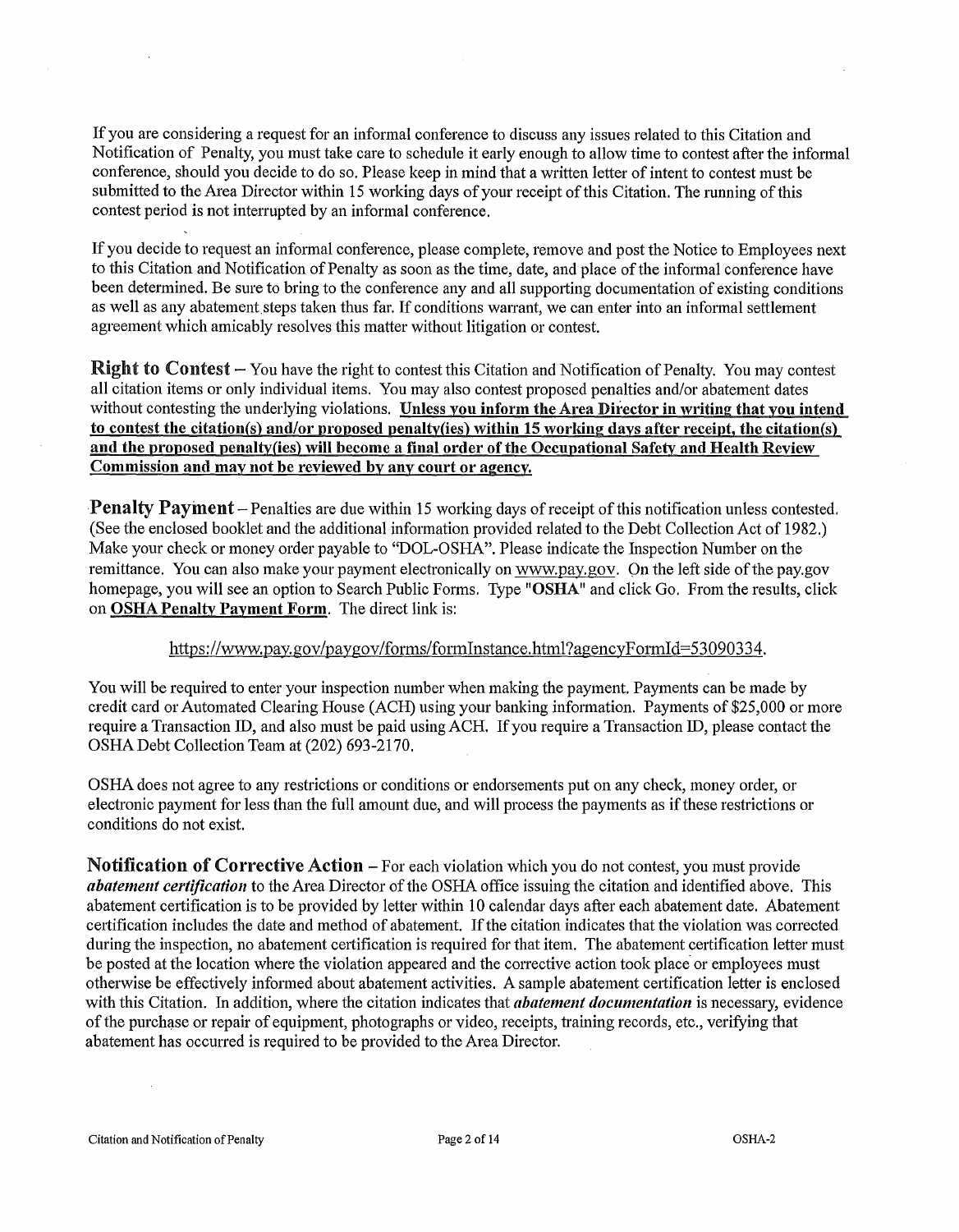If you are considering a request for an informal conference to discuss any issues related to this Citation and Notification of Penalty, you must take care to schedule it early enough to allow time to contest after the informal conference, should you decide to do so. Please keep in mind that a written letter of intent to contest must be submitted to the Area Director within 15 working days of your receipt of this Citation. The running of this contest period is not interrupted by an informal conference.

If you decide to request an informal conference, please complete, remove and post the Notice to Employees next to this Citation and Notification of Penalty as soon as the time, date, and place of the informal conference have been determined. Be sure to bring to the conference any and all supporting documentation of existing conditions as well as any abatement steps taken thus far. If conditions warrant, we can enter into an informal settlement agreement which amicably resolves this matter without litigation or contest.

**Right to Contest** – You have the right to contest this Citation and Notification of Penalty. You may contest all citation items or only individual items. You may also contest proposed penalties and/or abatement dates without contesting the underlying violations. **Unless you inform the Area Director in writing that you intend to contest the citation(s) and/or proposed penalty(ies) within 15 working days after receipt, the citation(s) and the proposed penalty(ies) will become a final order of the Occupational Safety and Health Review Commission and may not be reviewed by any court or agency.**

**Penalty Payment** – Penalties are due within 15 working days of receipt of this notification unless contested. (See the enclosed booklet and the additional information provided related to the Debt Collection Act of 1982.) Make your check or money order payable to "DOL-OSHA". Please indicate the Inspection Number on the remittance. You can also make your payment electronically on www.pay.gov. On the left side of the pay.gov homepage, you will see an option to Search Public Forms. Type "**OSHA**" and click Go. From the results, click on **OSHA Penalty Payment Form**. The direct link is:

https://www.pay.gov/paygov/forms/formInstance.html?agencyFormId=53090334.

You will be required to enter your inspection number when making the payment. Payments can be made by credit card or Automated Clearing House (ACH) using your banking information. Payments of $25,000 or more require a Transaction ID, and also must be paid using ACH. If you require a Transaction ID, please contact the OSHA Debt Collection Team at (202) 693-2170.

OSHA does not agree to any restrictions or conditions or endorsements put on any check, money order, or electronic payment for less than the full amount due, and will process the payments as if these restrictions or conditions do not exist.

**Notification of Corrective Action** – For each violation which you do not contest, you must provide ***abatement certification*** to the Area Director of the OSHA office issuing the citation and identified above. This abatement certification is to be provided by letter within 10 calendar days after each abatement date. Abatement certification includes the date and method of abatement. If the citation indicates that the violation was corrected during the inspection, no abatement certification is required for that item. The abatement certification letter must be posted at the location where the violation appeared and the corrective action took place or employees must otherwise be effectively informed about abatement activities. A sample abatement certification letter is enclosed with this Citation. In addition, where the citation indicates that ***abatement documentation*** is necessary, evidence of the purchase or repair of equipment, photographs or video, receipts, training records, etc., verifying that abatement has occurred is required to be provided to the Area Director.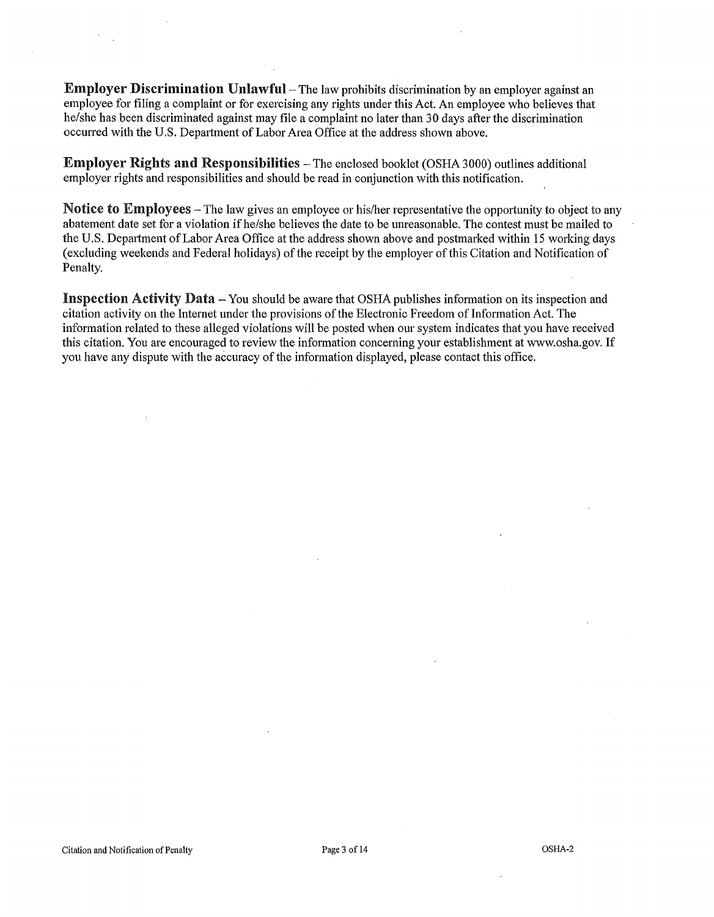**Employer Discrimination Unlawful** – The law prohibits discrimination by an employer against an employee for filing a complaint or for exercising any rights under this Act. An employee who believes that he/she has been discriminated against may file a complaint no later than 30 days after the discrimination occurred with the U.S. Department of Labor Area Office at the address shown above.

**Employer Rights and Responsibilities** – The enclosed booklet (OSHA 3000) outlines additional employer rights and responsibilities and should be read in conjunction with this notification.

**Notice to Employees** – The law gives an employee or his/her representative the opportunity to object to any abatement date set for a violation if he/she believes the date to be unreasonable. The contest must be mailed to the U.S. Department of Labor Area Office at the address shown above and postmarked within 15 working days (excluding weekends and Federal holidays) of the receipt by the employer of this Citation and Notification of Penalty.

**Inspection Activity Data** – You should be aware that OSHA publishes information on its inspection and citation activity on the Internet under the provisions of the Electronic Freedom of Information Act. The information related to these alleged violations will be posted when our system indicates that you have received this citation. You are encouraged to review the information concerning your establishment at www.osha.gov. If you have any dispute with the accuracy of the information displayed, please contact this office.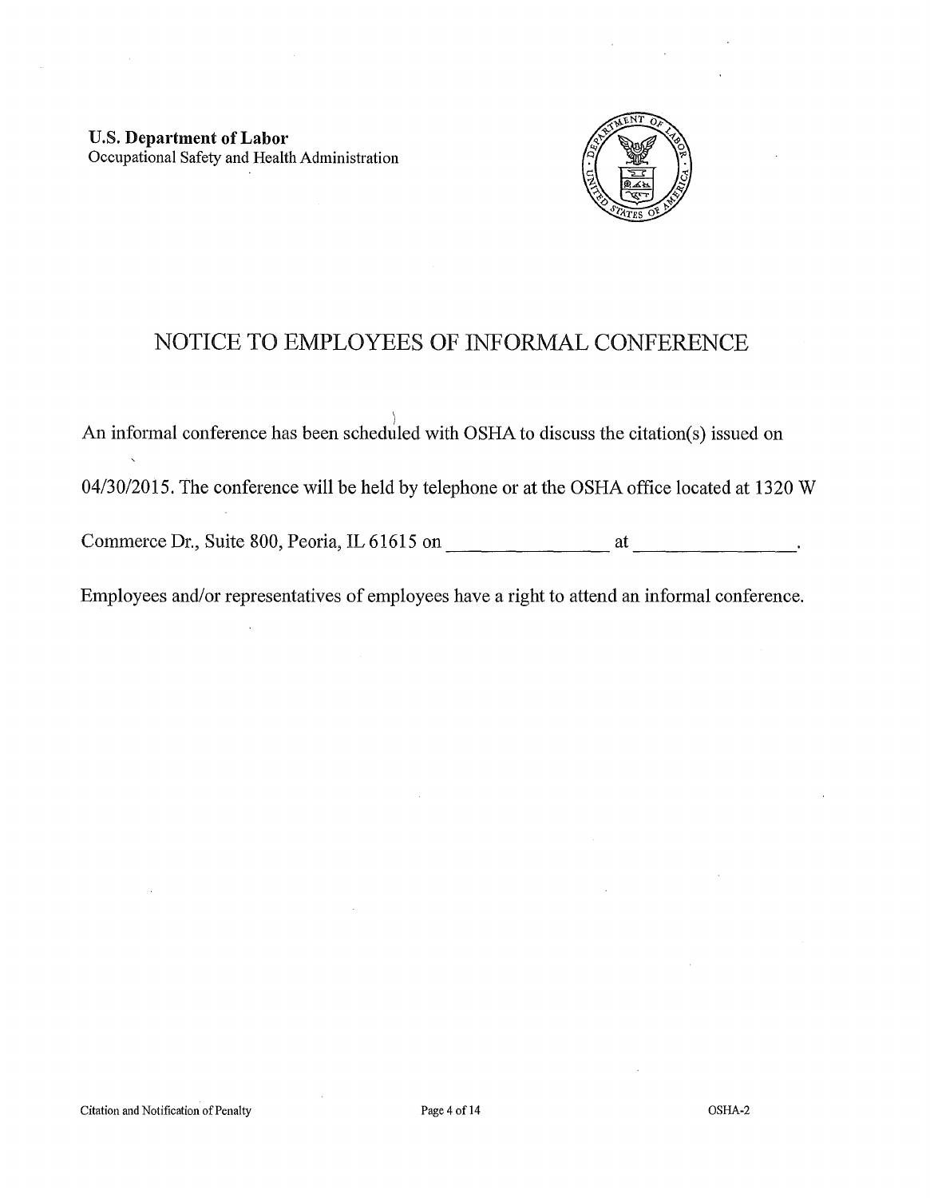**U.S. Department of Labor**
Occupational Safety and Health Administration

# NOTICE TO EMPLOYEES OF INFORMAL CONFERENCE

An informal conference has been scheduled with OSHA to discuss the citation(s) issued on 04/30/2015. The conference will be held by telephone or at the OSHA office located at 1320 W Commerce Dr., Suite 800, Peoria, IL 61615 on ________________ at ________________.

Employees and/or representatives of employees have a right to attend an informal conference.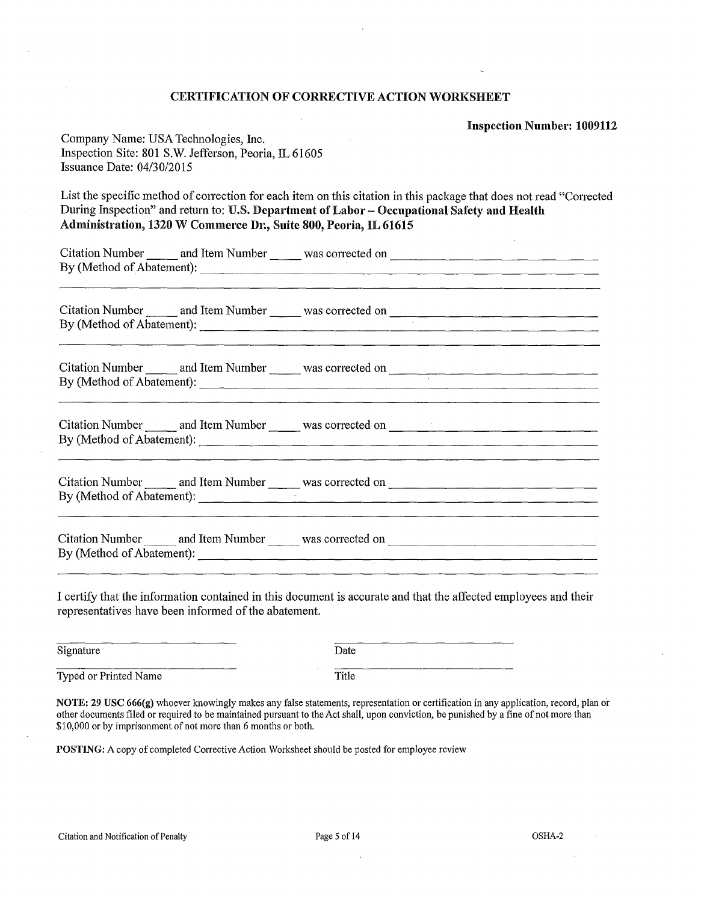## CERTIFICATION OF CORRECTIVE ACTION WORKSHEET

**Inspection Number: 1009112**

Company Name: USA Technologies, Inc.
Inspection Site: 801 S.W. Jefferson, Peoria, IL 61605
Issuance Date: 04/30/2015

List the specific method of correction for each item on this citation in this package that does not read "Corrected During Inspection" and return to: **U.S. Department of Labor – Occupational Safety and Health Administration, 1320 W Commerce Dr., Suite 800, Peoria, IL 61615**

Citation Number _____ and Item Number _____ was corrected on ______________________________
By (Method of Abatement): ______________________________________________________________
________________________________________________________________________________________

Citation Number _____ and Item Number _____ was corrected on ______________________________
By (Method of Abatement): ______________________________________________________________
________________________________________________________________________________________

Citation Number _____ and Item Number _____ was corrected on ______________________________
By (Method of Abatement): ______________________________________________________________
________________________________________________________________________________________

Citation Number _____ and Item Number _____ was corrected on ______________________________
By (Method of Abatement): ______________________________________________________________
________________________________________________________________________________________

Citation Number _____ and Item Number _____ was corrected on ______________________________
By (Method of Abatement): ______________________________________________________________
________________________________________________________________________________________

Citation Number _____ and Item Number _____ was corrected on ______________________________
By (Method of Abatement): ______________________________________________________________
________________________________________________________________________________________

I certify that the information contained in this document is accurate and that the affected employees and their representatives have been informed of the abatement.

| | |
|---|---|
| ______________________________ | ______________________________ |
| Signature | Date |
| ______________________________ | ______________________________ |
| Typed or Printed Name | Title |

**NOTE: 29 USC 666(g)** whoever knowingly makes any false statements, representation or certification in any application, record, plan or other documents filed or required to be maintained pursuant to the Act shall, upon conviction, be punished by a fine of not more than $10,000 or by imprisonment of not more than 6 months or both.

**POSTING:** A copy of completed Corrective Action Worksheet should be posted for employee review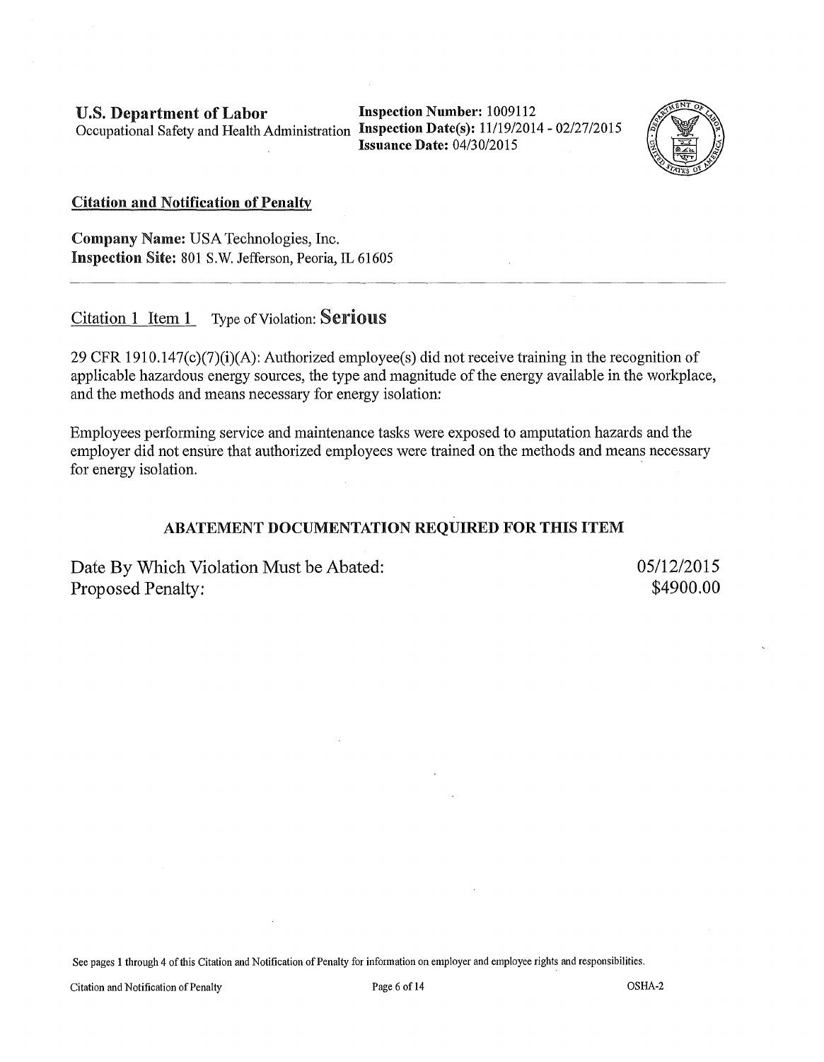**U.S. Department of Labor**
Occupational Safety and Health Administration

**Inspection Number:** 1009112
**Inspection Date(s):** 11/19/2014 - 02/27/2015
**Issuance Date:** 04/30/2015

## Citation and Notification of Penalty

**Company Name:** USA Technologies, Inc.
**Inspection Site:** 801 S.W. Jefferson, Peoria, IL 61605

---

Citation 1 Item 1 Type of Violation: **Serious**

29 CFR 1910.147(c)(7)(i)(A): Authorized employee(s) did not receive training in the recognition of applicable hazardous energy sources, the type and magnitude of the energy available in the workplace, and the methods and means necessary for energy isolation:

Employees performing service and maintenance tasks were exposed to amputation hazards and the employer did not ensure that authorized employees were trained on the methods and means necessary for energy isolation.

### ABATEMENT DOCUMENTATION REQUIRED FOR THIS ITEM

| | |
|---|---|
| Date By Which Violation Must be Abated: | 05/12/2015 |
| Proposed Penalty: | $4900.00 |

See pages 1 through 4 of this Citation and Notification of Penalty for information on employer and employee rights and responsibilities.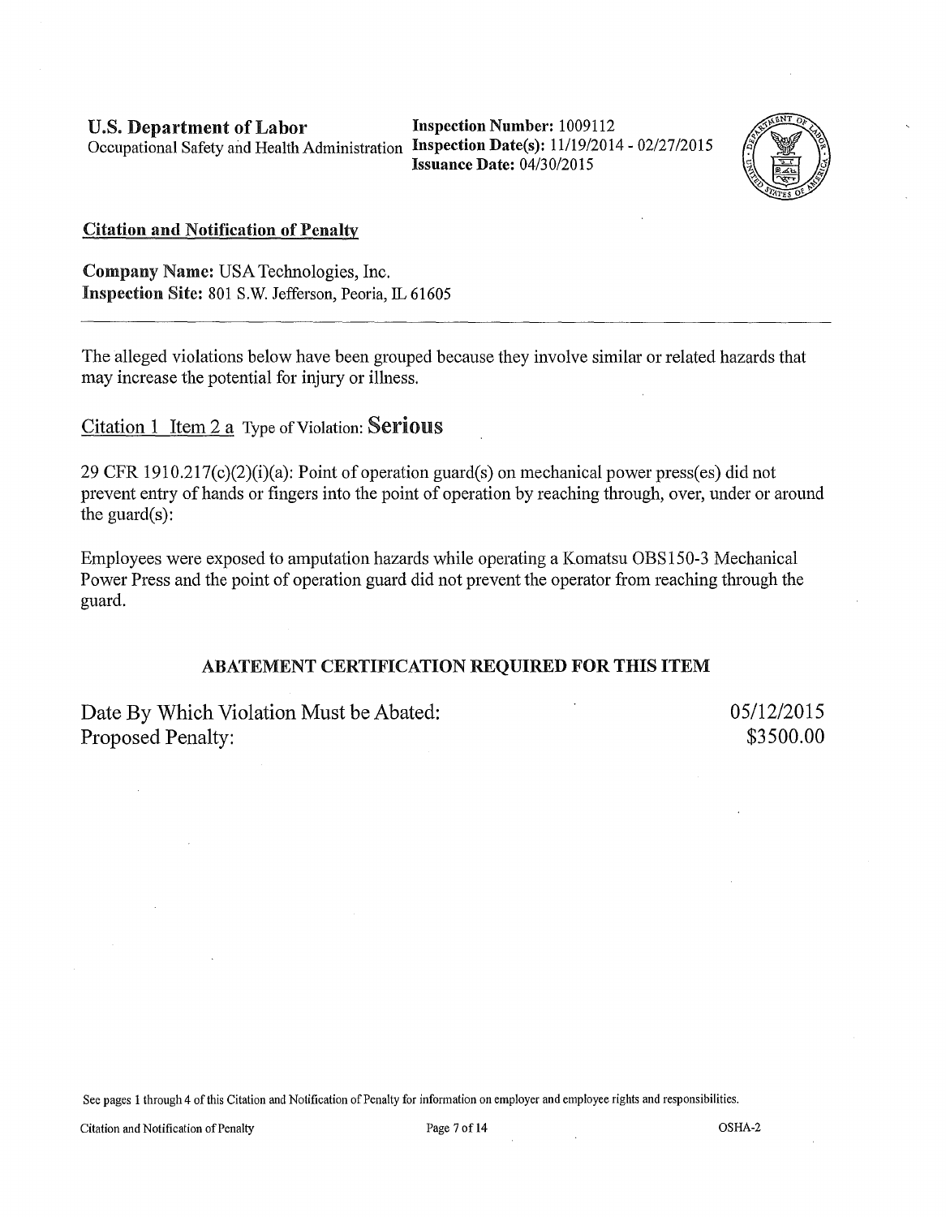**U.S. Department of Labor**
Occupational Safety and Health Administration

**Inspection Number:** 1009112
**Inspection Date(s):** 11/19/2014 - 02/27/2015
**Issuance Date:** 04/30/2015

## Citation and Notification of Penalty

**Company Name:** USA Technologies, Inc.
**Inspection Site:** 801 S.W. Jefferson, Peoria, IL 61605

---

The alleged violations below have been grouped because they involve similar or related hazards that may increase the potential for injury or illness.

Citation 1 Item 2 a Type of Violation: **Serious**

29 CFR 1910.217(c)(2)(i)(a): Point of operation guard(s) on mechanical power press(es) did not prevent entry of hands or fingers into the point of operation by reaching through, over, under or around the guard(s):

Employees were exposed to amputation hazards while operating a Komatsu OBS150-3 Mechanical Power Press and the point of operation guard did not prevent the operator from reaching through the guard.

**ABATEMENT CERTIFICATION REQUIRED FOR THIS ITEM**

| | |
|---|---|
| Date By Which Violation Must be Abated: | 05/12/2015 |
| Proposed Penalty: | $3500.00 |

See pages 1 through 4 of this Citation and Notification of Penalty for information on employer and employee rights and responsibilities.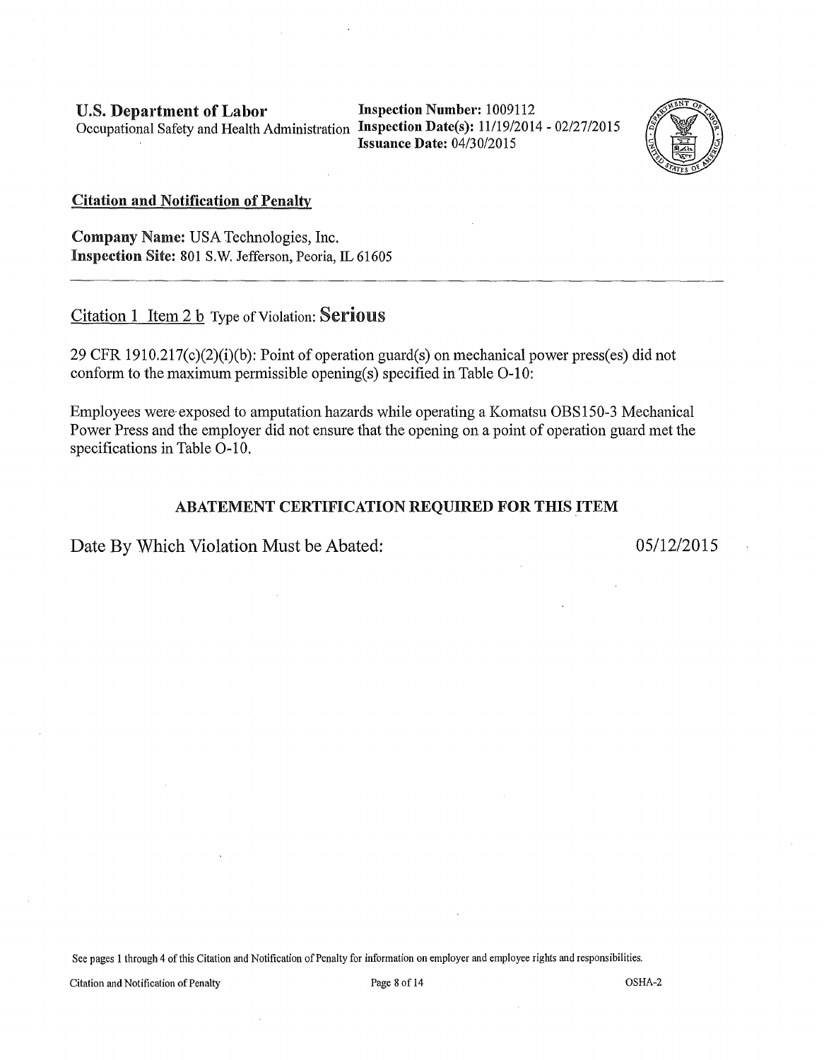**U.S. Department of Labor**
Occupational Safety and Health Administration

**Inspection Number:** 1009112
**Inspection Date(s):** 11/19/2014 - 02/27/2015
**Issuance Date:** 04/30/2015

**Citation and Notification of Penalty**

**Company Name:** USA Technologies, Inc.
**Inspection Site:** 801 S.W. Jefferson, Peoria, IL 61605

---

Citation 1 Item 2 b Type of Violation: **Serious**

29 CFR 1910.217(c)(2)(i)(b): Point of operation guard(s) on mechanical power press(es) did not conform to the maximum permissible opening(s) specified in Table O-10:

Employees were exposed to amputation hazards while operating a Komatsu OBS150-3 Mechanical Power Press and the employer did not ensure that the opening on a point of operation guard met the specifications in Table O-10.

**ABATEMENT CERTIFICATION REQUIRED FOR THIS ITEM**

Date By Which Violation Must be Abated: 05/12/2015

See pages 1 through 4 of this Citation and Notification of Penalty for information on employer and employee rights and responsibilities.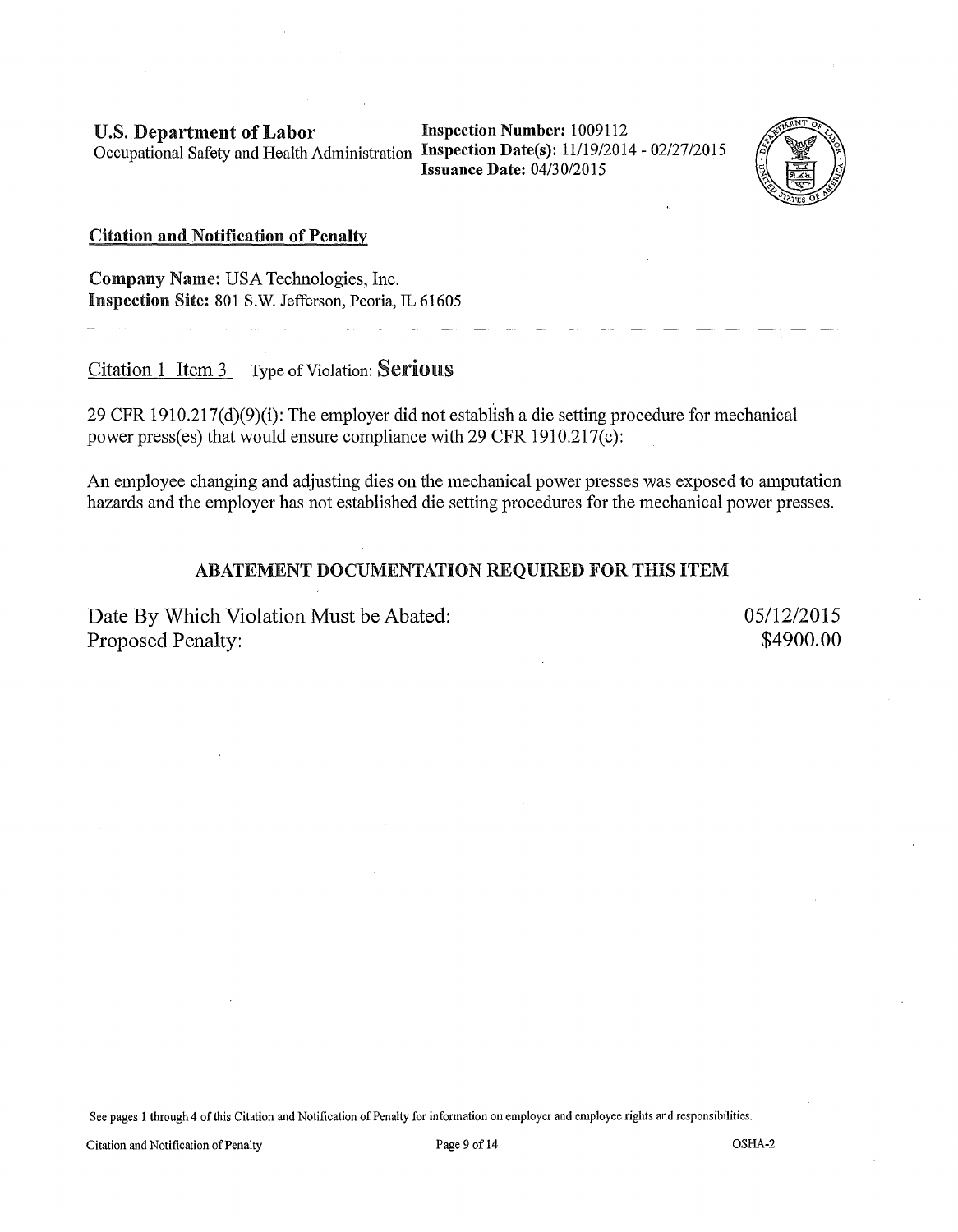**U.S. Department of Labor**
Occupational Safety and Health Administration

**Inspection Number:** 1009112
**Inspection Date(s):** 11/19/2014 - 02/27/2015
**Issuance Date:** 04/30/2015

## Citation and Notification of Penalty

**Company Name:** USA Technologies, Inc.
**Inspection Site:** 801 S.W. Jefferson, Peoria, IL 61605

---

Citation 1 Item 3 Type of Violation: **Serious**

29 CFR 1910.217(d)(9)(i): The employer did not establish a die setting procedure for mechanical power press(es) that would ensure compliance with 29 CFR 1910.217(c):

An employee changing and adjusting dies on the mechanical power presses was exposed to amputation hazards and the employer has not established die setting procedures for the mechanical power presses.

### ABATEMENT DOCUMENTATION REQUIRED FOR THIS ITEM

| | |
|---|---|
| Date By Which Violation Must be Abated: | 05/12/2015 |
| Proposed Penalty: | $4900.00 |

See pages 1 through 4 of this Citation and Notification of Penalty for information on employer and employee rights and responsibilities.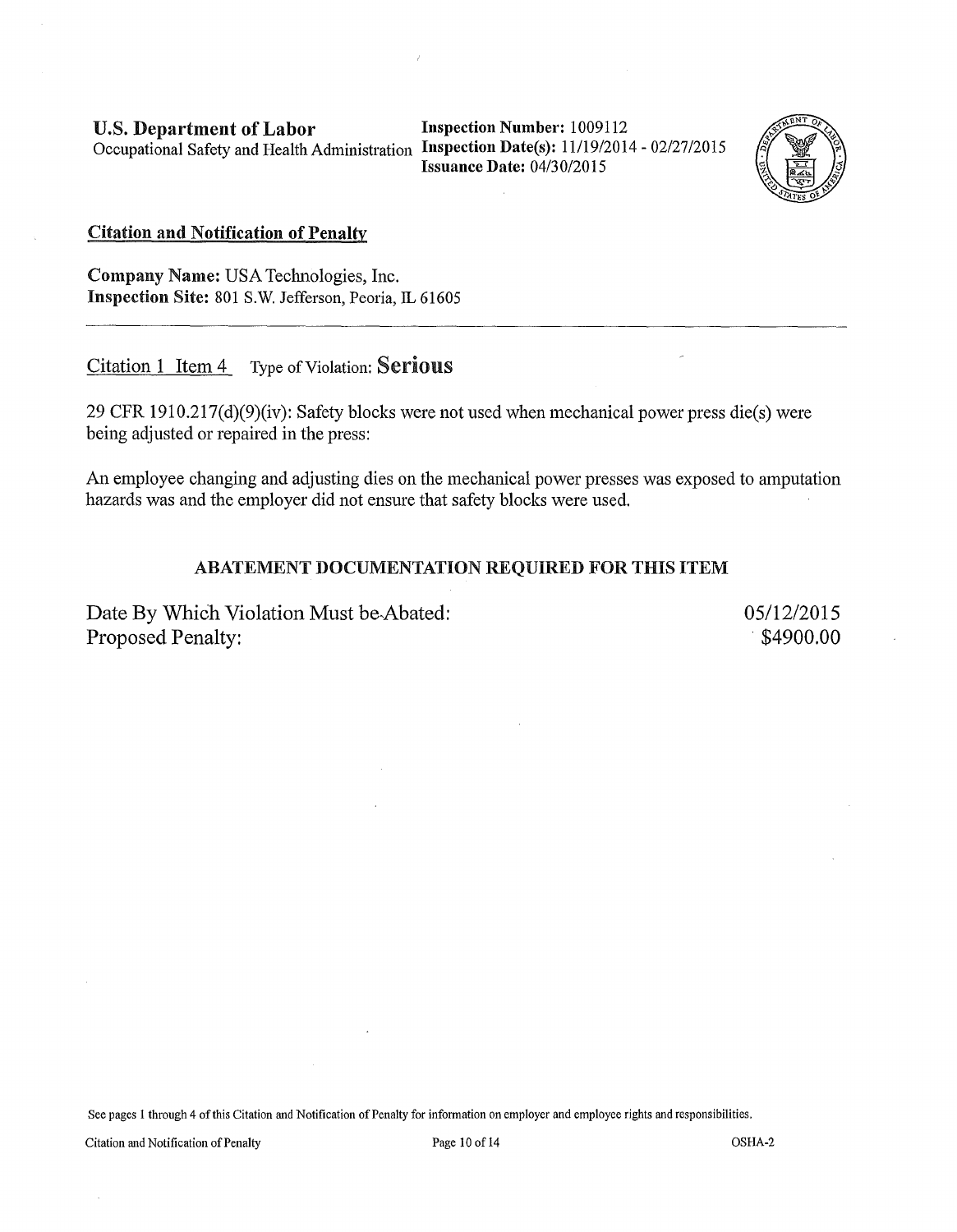**U.S. Department of Labor**
Occupational Safety and Health Administration

**Inspection Number:** 1009112
**Inspection Date(s):** 11/19/2014 - 02/27/2015
**Issuance Date:** 04/30/2015

## Citation and Notification of Penalty

**Company Name:** USA Technologies, Inc.
**Inspection Site:** 801 S.W. Jefferson, Peoria, IL 61605

---

Citation 1 Item 4 Type of Violation: **Serious**

29 CFR 1910.217(d)(9)(iv): Safety blocks were not used when mechanical power press die(s) were being adjusted or repaired in the press:

An employee changing and adjusting dies on the mechanical power presses was exposed to amputation hazards was and the employer did not ensure that safety blocks were used.

### ABATEMENT DOCUMENTATION REQUIRED FOR THIS ITEM

| | |
|---|---|
| Date By Which Violation Must be Abated: | 05/12/2015 |
| Proposed Penalty: | $4900.00 |

See pages 1 through 4 of this Citation and Notification of Penalty for information on employer and employee rights and responsibilities.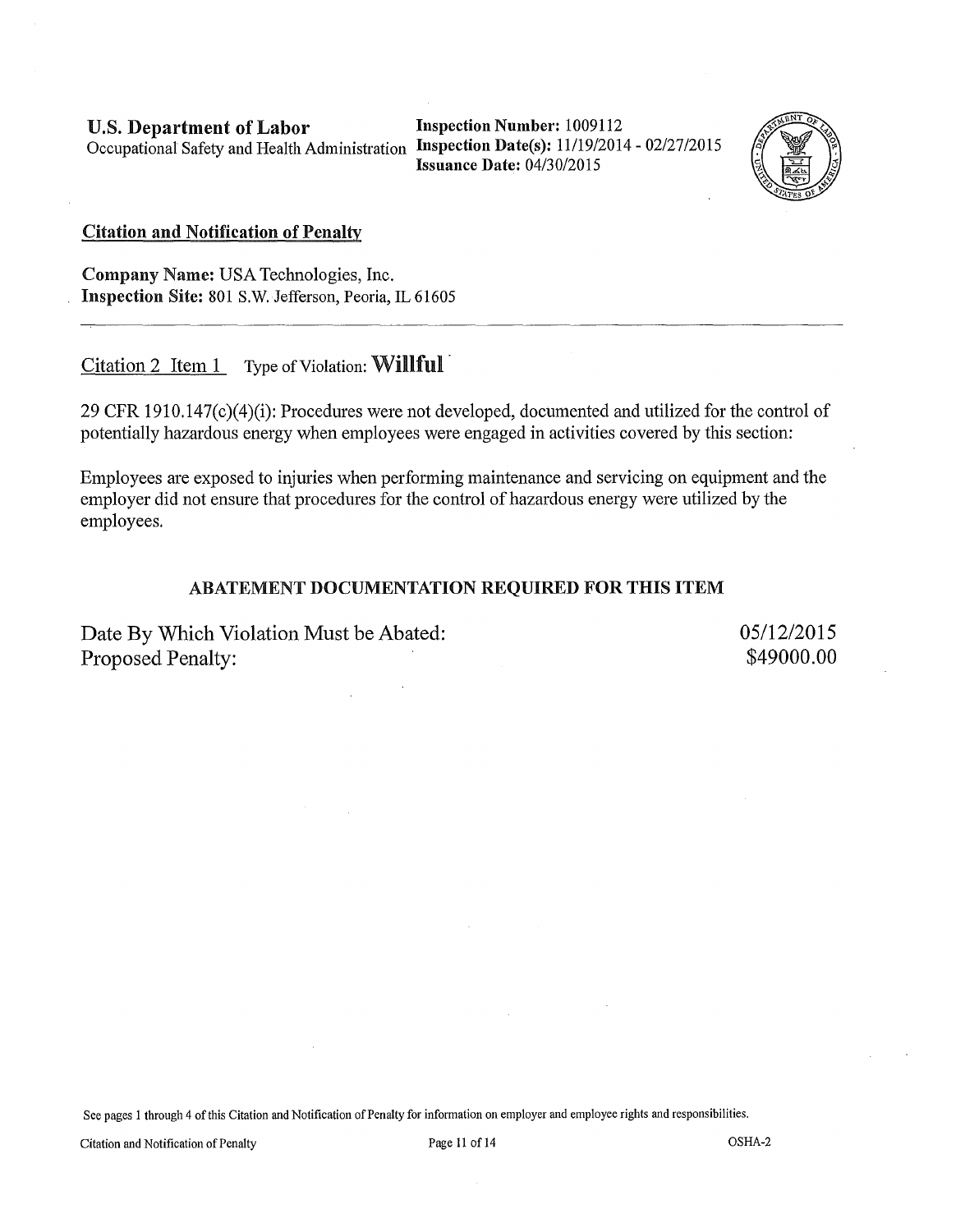**U.S. Department of Labor**
Occupational Safety and Health Administration

**Inspection Number:** 1009112
**Inspection Date(s):** 11/19/2014 - 02/27/2015
**Issuance Date:** 04/30/2015

## Citation and Notification of Penalty

**Company Name:** USA Technologies, Inc.
**Inspection Site:** 801 S.W. Jefferson, Peoria, IL 61605

---

Citation 2 Item 1 Type of Violation: **Willful**

29 CFR 1910.147(c)(4)(i): Procedures were not developed, documented and utilized for the control of potentially hazardous energy when employees were engaged in activities covered by this section:

Employees are exposed to injuries when performing maintenance and servicing on equipment and the employer did not ensure that procedures for the control of hazardous energy were utilized by the employees.

### ABATEMENT DOCUMENTATION REQUIRED FOR THIS ITEM

Date By Which Violation Must be Abated: 05/12/2015
Proposed Penalty: $49000.00

See pages 1 through 4 of this Citation and Notification of Penalty for information on employer and employee rights and responsibilities.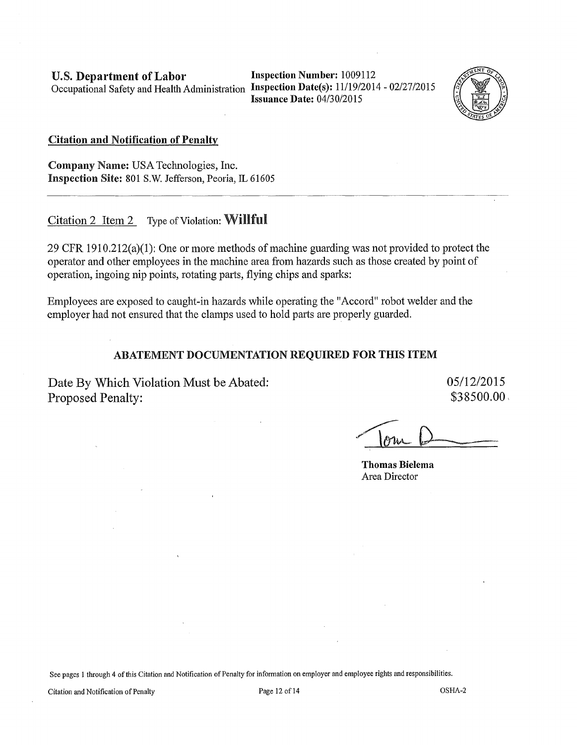**U.S. Department of Labor**
Occupational Safety and Health Administration

**Inspection Number:** 1009112
**Inspection Date(s):** 11/19/2014 - 02/27/2015
**Issuance Date:** 04/30/2015

## Citation and Notification of Penalty

**Company Name:** USA Technologies, Inc.
**Inspection Site:** 801 S.W. Jefferson, Peoria, IL 61605

---

Citation 2 Item 2 Type of Violation: **Willful**

29 CFR 1910.212(a)(1): One or more methods of machine guarding was not provided to protect the operator and other employees in the machine area from hazards such as those created by point of operation, ingoing nip points, rotating parts, flying chips and sparks:

Employees are exposed to caught-in hazards while operating the "Accord" robot welder and the employer had not ensured that the clamps used to hold parts are properly guarded.

### ABATEMENT DOCUMENTATION REQUIRED FOR THIS ITEM

Date By Which Violation Must be Abated: 05/12/2015
Proposed Penalty: $38500.00

**Thomas Bielema**
Area Director

See pages 1 through 4 of this Citation and Notification of Penalty for information on employer and employee rights and responsibilities.

Citation and Notification of Penalty OSHA-2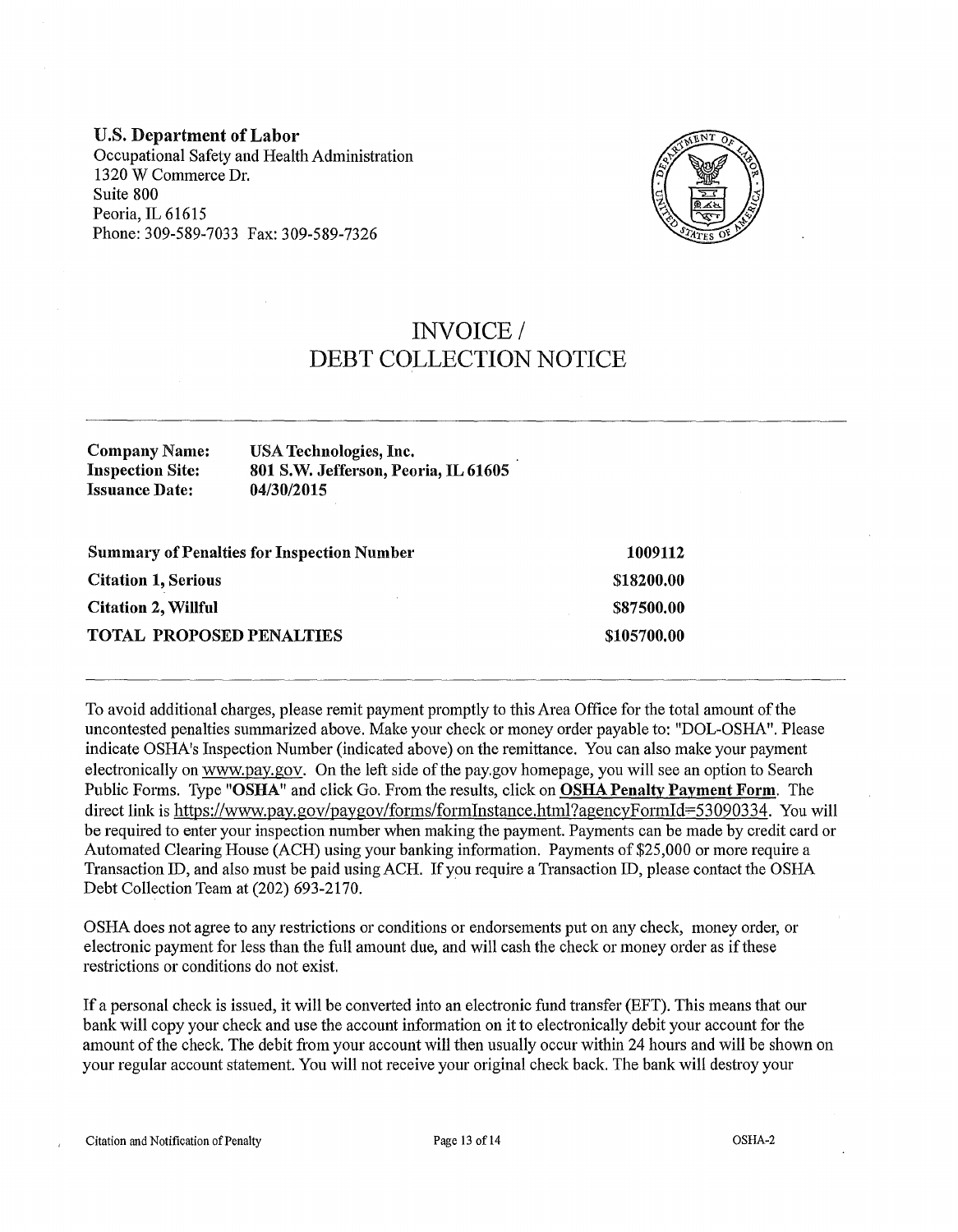**U.S. Department of Labor**
Occupational Safety and Health Administration
1320 W Commerce Dr.
Suite 800
Peoria, IL 61615
Phone: 309-589-7033 Fax: 309-589-7326

# INVOICE / DEBT COLLECTION NOTICE

| | |
|---|---|
| **Company Name:** | **USA Technologies, Inc.** |
| **Inspection Site:** | **801 S.W. Jefferson, Peoria, IL 61605** |
| **Issuance Date:** | **04/30/2015** |

| | |
|---|---|
| **Summary of Penalties for Inspection Number** | **1009112** |
| **Citation 1, Serious** | **$18200.00** |
| **Citation 2, Willful** | **$87500.00** |
| **TOTAL PROPOSED PENALTIES** | **$105700.00** |

To avoid additional charges, please remit payment promptly to this Area Office for the total amount of the uncontested penalties summarized above. Make your check or money order payable to: "DOL-OSHA". Please indicate OSHA's Inspection Number (indicated above) on the remittance. You can also make your payment electronically on www.pay.gov. On the left side of the pay.gov homepage, you will see an option to Search Public Forms. Type "**OSHA**" and click Go. From the results, click on **OSHA Penalty Payment Form**. The direct link is https://www.pay.gov/paygov/forms/formInstance.html?agencyFormId=53090334. You will be required to enter your inspection number when making the payment. Payments can be made by credit card or Automated Clearing House (ACH) using your banking information. Payments of $25,000 or more require a Transaction ID, and also must be paid using ACH. If you require a Transaction ID, please contact the OSHA Debt Collection Team at (202) 693-2170.

OSHA does not agree to any restrictions or conditions or endorsements put on any check, money order, or electronic payment for less than the full amount due, and will cash the check or money order as if these restrictions or conditions do not exist.

If a personal check is issued, it will be converted into an electronic fund transfer (EFT). This means that our bank will copy your check and use the account information on it to electronically debit your account for the amount of the check. The debit from your account will then usually occur within 24 hours and will be shown on your regular account statement. You will not receive your original check back. The bank will destroy your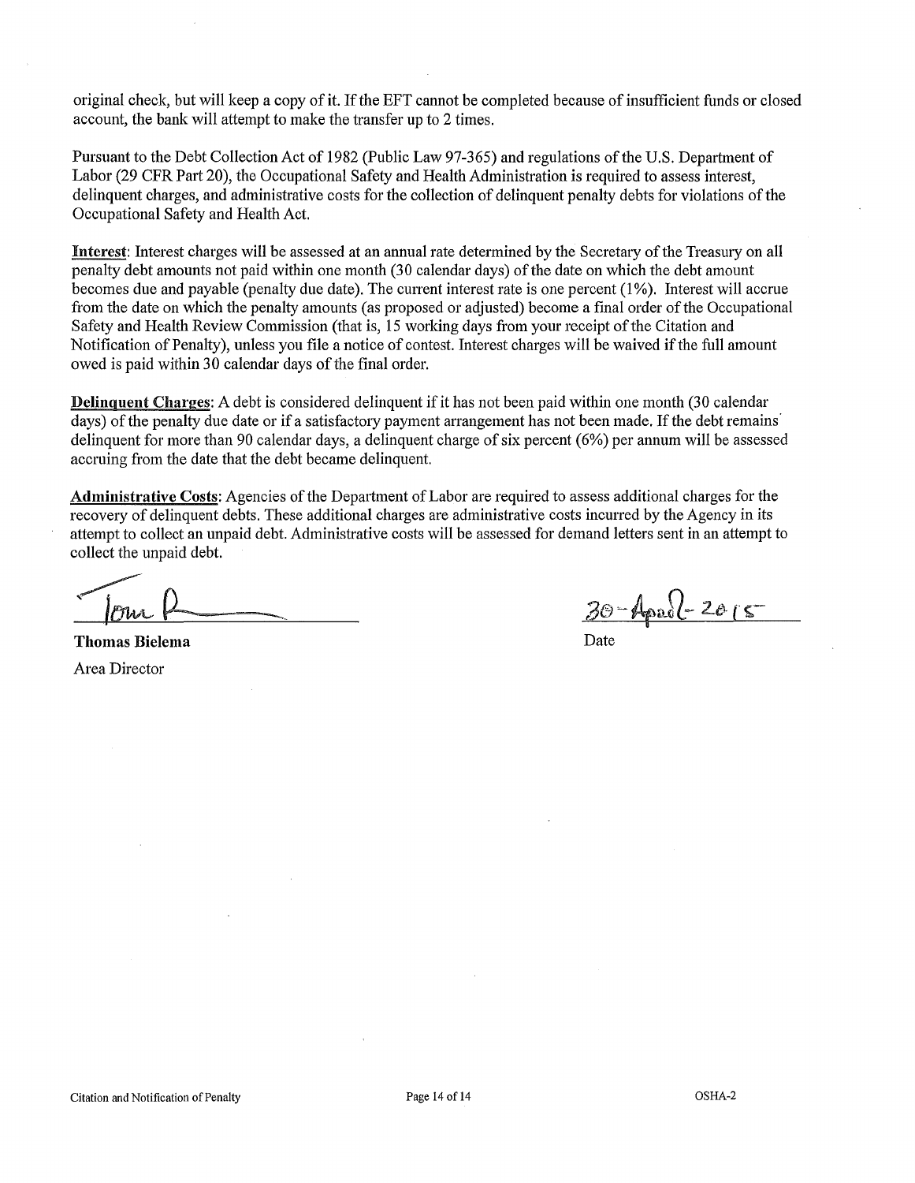original check, but will keep a copy of it. If the EFT cannot be completed because of insufficient funds or closed account, the bank will attempt to make the transfer up to 2 times.

Pursuant to the Debt Collection Act of 1982 (Public Law 97-365) and regulations of the U.S. Department of Labor (29 CFR Part 20), the Occupational Safety and Health Administration is required to assess interest, delinquent charges, and administrative costs for the collection of delinquent penalty debts for violations of the Occupational Safety and Health Act.

**Interest**: Interest charges will be assessed at an annual rate determined by the Secretary of the Treasury on all penalty debt amounts not paid within one month (30 calendar days) of the date on which the debt amount becomes due and payable (penalty due date). The current interest rate is one percent (1%). Interest will accrue from the date on which the penalty amounts (as proposed or adjusted) become a final order of the Occupational Safety and Health Review Commission (that is, 15 working days from your receipt of the Citation and Notification of Penalty), unless you file a notice of contest. Interest charges will be waived if the full amount owed is paid within 30 calendar days of the final order.

**Delinquent Charges**: A debt is considered delinquent if it has not been paid within one month (30 calendar days) of the penalty due date or if a satisfactory payment arrangement has not been made. If the debt remains delinquent for more than 90 calendar days, a delinquent charge of six percent (6%) per annum will be assessed accruing from the date that the debt became delinquent.

**Administrative Costs**: Agencies of the Department of Labor are required to assess additional charges for the recovery of delinquent debts. These additional charges are administrative costs incurred by the Agency in its attempt to collect an unpaid debt. Administrative costs will be assessed for demand letters sent in an attempt to collect the unpaid debt.

**Thomas Bielema**
Area Director

30-April-2015
Date